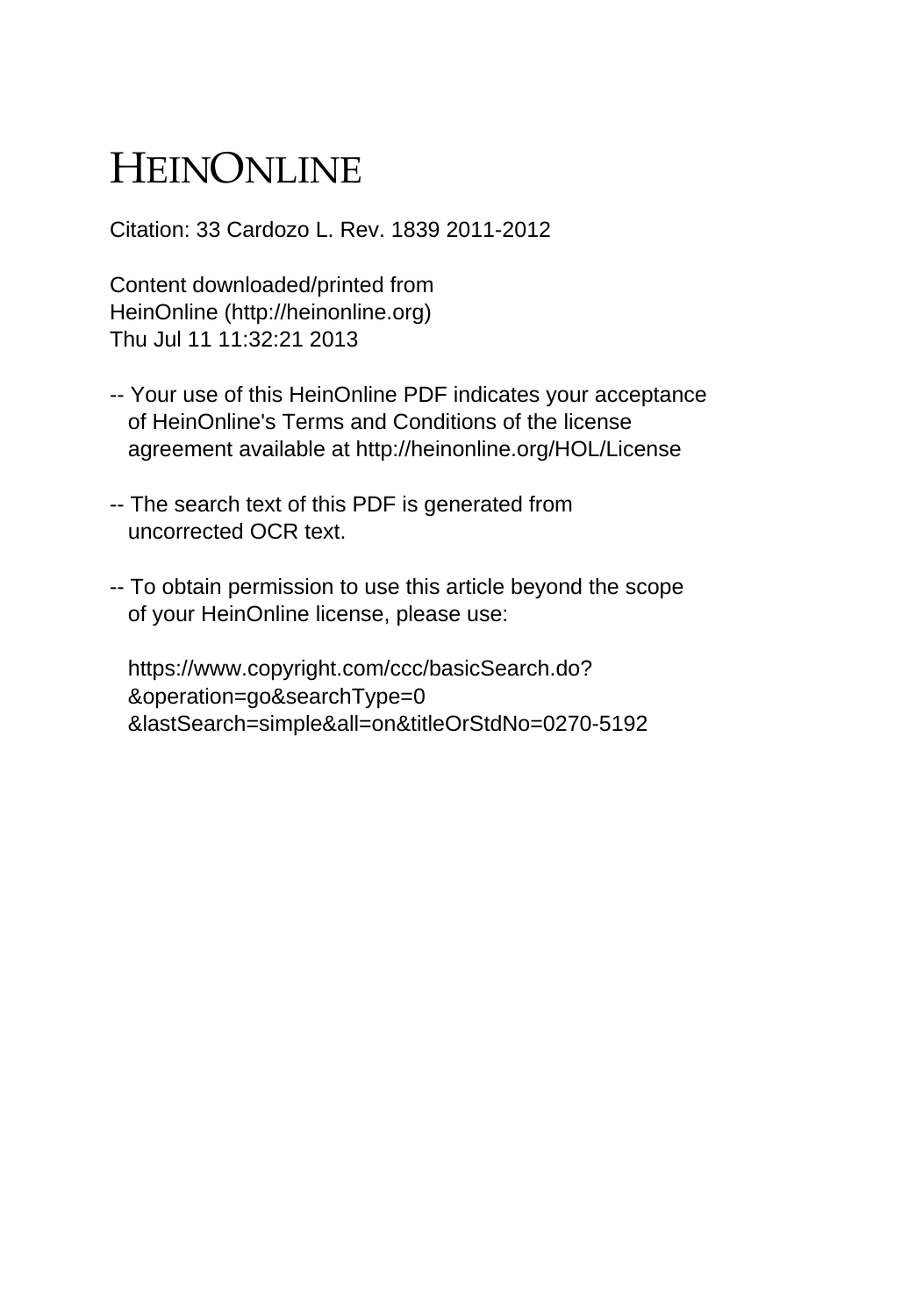# HEINONLINE

Citation: 33 Cardozo L. Rev. 1839 2011-2012

Content downloaded/printed from
HeinOnline (http://heinonline.org)
Thu Jul 11 11:32:21 2013

-- Your use of this HeinOnline PDF indicates your acceptance of HeinOnline's Terms and Conditions of the license agreement available at http://heinonline.org/HOL/License

-- The search text of this PDF is generated from uncorrected OCR text.

-- To obtain permission to use this article beyond the scope of your HeinOnline license, please use:

https://www.copyright.com/ccc/basicSearch.do?
&operation=go&searchType=0
&lastSearch=simple&all=on&titleOrStdNo=0270-5192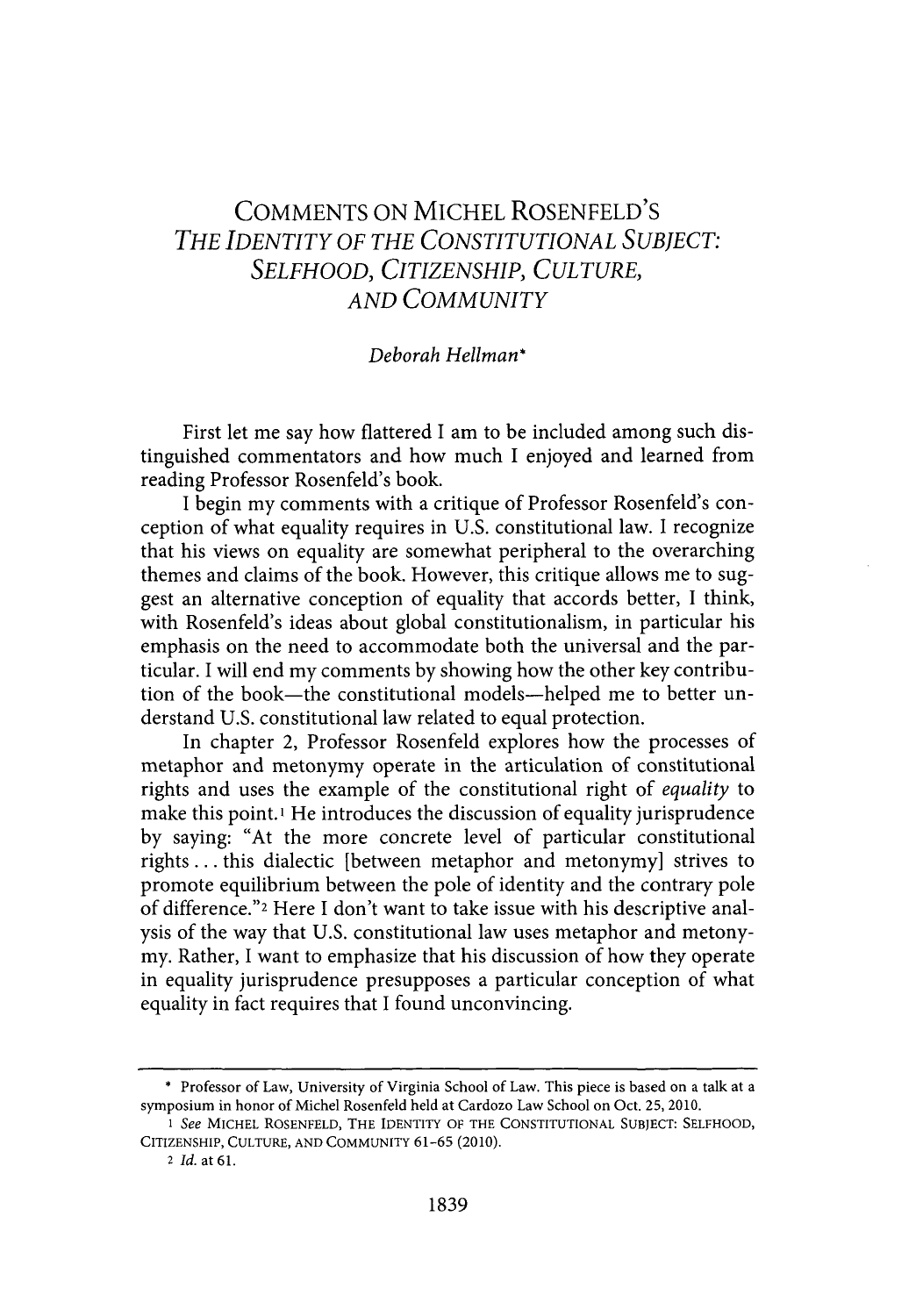# COMMENTS ON MICHEL ROSENFELD'S *THE IDENTITY OF THE CONSTITUTIONAL SUBJECT: SELFHOOD, CITIZENSHIP, CULTURE, AND COMMUNITY*

*Deborah Hellman\**

First let me say how flattered I am to be included among such distinguished commentators and how much I enjoyed and learned from reading Professor Rosenfeld's book.

I begin my comments with a critique of Professor Rosenfeld's conception of what equality requires in U.S. constitutional law. I recognize that his views on equality are somewhat peripheral to the overarching themes and claims of the book. However, this critique allows me to suggest an alternative conception of equality that accords better, I think, with Rosenfeld's ideas about global constitutionalism, in particular his emphasis on the need to accommodate both the universal and the particular. I will end my comments by showing how the other key contribution of the book—the constitutional models—helped me to better understand U.S. constitutional law related to equal protection.

In chapter 2, Professor Rosenfeld explores how the processes of metaphor and metonymy operate in the articulation of constitutional rights and uses the example of the constitutional right of *equality* to make this point.[1] He introduces the discussion of equality jurisprudence by saying: "At the more concrete level of particular constitutional rights . . . this dialectic [between metaphor and metonymy] strives to promote equilibrium between the pole of identity and the contrary pole of difference."[2] Here I don't want to take issue with his descriptive analysis of the way that U.S. constitutional law uses metaphor and metonymy. Rather, I want to emphasize that his discussion of how they operate in equality jurisprudence presupposes a particular conception of what equality in fact requires that I found unconvincing.

---

\* Professor of Law, University of Virginia School of Law. This piece is based on a talk at a symposium in honor of Michel Rosenfeld held at Cardozo Law School on Oct. 25, 2010.

1 *See* MICHEL ROSENFELD, THE IDENTITY OF THE CONSTITUTIONAL SUBJECT: SELFHOOD, CITIZENSHIP, CULTURE, AND COMMUNITY 61-65 (2010).

2 *Id.* at 61.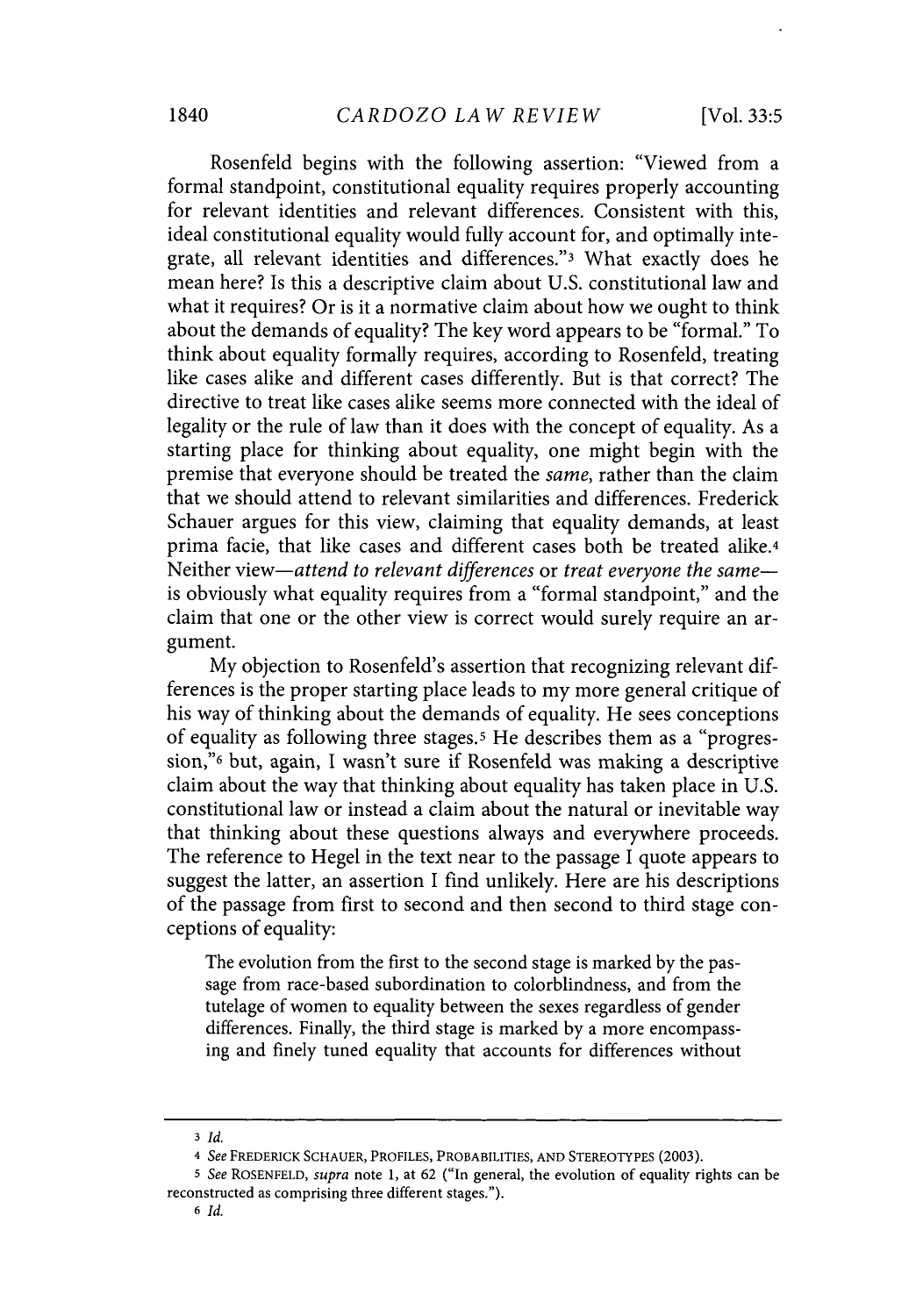Rosenfeld begins with the following assertion: "Viewed from a formal standpoint, constitutional equality requires properly accounting for relevant identities and relevant differences. Consistent with this, ideal constitutional equality would fully account for, and optimally integrate, all relevant identities and differences."[3] What exactly does he mean here? Is this a descriptive claim about U.S. constitutional law and what it requires? Or is it a normative claim about how we ought to think about the demands of equality? The key word appears to be "formal." To think about equality formally requires, according to Rosenfeld, treating like cases alike and different cases differently. But is that correct? The directive to treat like cases alike seems more connected with the ideal of legality or the rule of law than it does with the concept of equality. As a starting place for thinking about equality, one might begin with the premise that everyone should be treated the *same*, rather than the claim that we should attend to relevant similarities and differences. Frederick Schauer argues for this view, claiming that equality demands, at least prima facie, that like cases and different cases both be treated alike.[4] Neither view—*attend to relevant differences* or *treat everyone the same*—is obviously what equality requires from a "formal standpoint," and the claim that one or the other view is correct would surely require an argument.

My objection to Rosenfeld's assertion that recognizing relevant differences is the proper starting place leads to my more general critique of his way of thinking about the demands of equality. He sees conceptions of equality as following three stages.[5] He describes them as a "progression,"[6] but, again, I wasn't sure if Rosenfeld was making a descriptive claim about the way that thinking about equality has taken place in U.S. constitutional law or instead a claim about the natural or inevitable way that thinking about these questions always and everywhere proceeds. The reference to Hegel in the text near to the passage I quote appears to suggest the latter, an assertion I find unlikely. Here are his descriptions of the passage from first to second and then second to third stage conceptions of equality:

> The evolution from the first to the second stage is marked by the passage from race-based subordination to colorblindness, and from the tutelage of women to equality between the sexes regardless of gender differences. Finally, the third stage is marked by a more encompassing and finely tuned equality that accounts for differences without

---

[3] *Id.*

[4] *See* FREDERICK SCHAUER, PROFILES, PROBABILITIES, AND STEREOTYPES (2003).

[5] *See* ROSENFELD, *supra* note 1, at 62 ("In general, the evolution of equality rights can be reconstructed as comprising three different stages.").

[6] *Id.*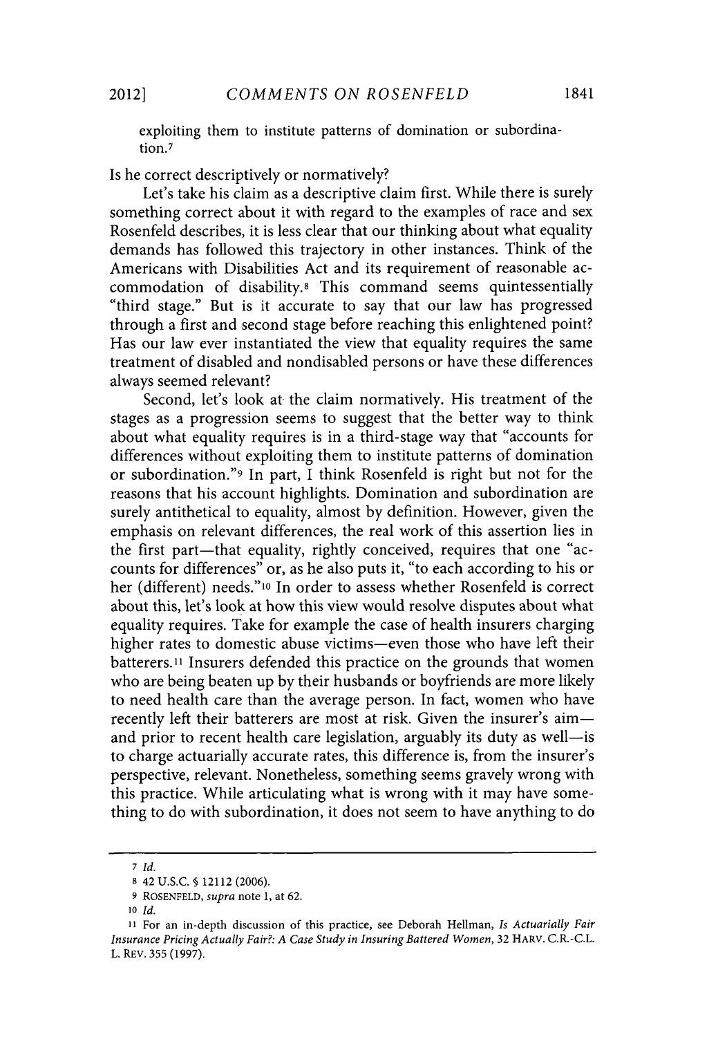exploiting them to institute patterns of domination or subordination.[7]

Is he correct descriptively or normatively?

Let's take his claim as a descriptive claim first. While there is surely something correct about it with regard to the examples of race and sex Rosenfeld describes, it is less clear that our thinking about what equality demands has followed this trajectory in other instances. Think of the Americans with Disabilities Act and its requirement of reasonable accommodation of disability.[8] This command seems quintessentially "third stage." But is it accurate to say that our law has progressed through a first and second stage before reaching this enlightened point? Has our law ever instantiated the view that equality requires the same treatment of disabled and nondisabled persons or have these differences always seemed relevant?

Second, let's look at the claim normatively. His treatment of the stages as a progression seems to suggest that the better way to think about what equality requires is in a third-stage way that "accounts for differences without exploiting them to institute patterns of domination or subordination."[9] In part, I think Rosenfeld is right but not for the reasons that his account highlights. Domination and subordination are surely antithetical to equality, almost by definition. However, given the emphasis on relevant differences, the real work of this assertion lies in the first part—that equality, rightly conceived, requires that one "accounts for differences" or, as he also puts it, "to each according to his or her (different) needs."[10] In order to assess whether Rosenfeld is correct about this, let's look at how this view would resolve disputes about what equality requires. Take for example the case of health insurers charging higher rates to domestic abuse victims—even those who have left their batterers.[11] Insurers defended this practice on the grounds that women who are being beaten up by their husbands or boyfriends are more likely to need health care than the average person. In fact, women who have recently left their batterers are most at risk. Given the insurer's aim—and prior to recent health care legislation, arguably its duty as well—is to charge actuarially accurate rates, this difference is, from the insurer's perspective, relevant. Nonetheless, something seems gravely wrong with this practice. While articulating what is wrong with it may have something to do with subordination, it does not seem to have anything to do

---

7 *Id.*

8 42 U.S.C. § 12112 (2006).

9 ROSENFELD, *supra* note 1, at 62.

10 *Id.*

11 For an in-depth discussion of this practice, see Deborah Hellman, *Is Actuarially Fair Insurance Pricing Actually Fair?: A Case Study in Insuring Battered Women*, 32 HARV. C.R.-C.L. L. REV. 355 (1997).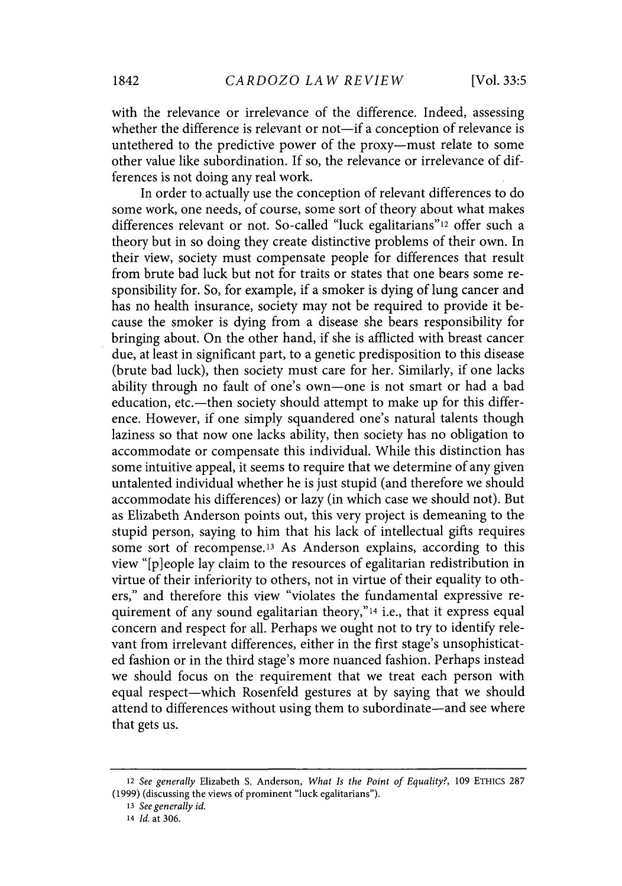with the relevance or irrelevance of the difference. Indeed, assessing whether the difference is relevant or not—if a conception of relevance is untethered to the predictive power of the proxy—must relate to some other value like subordination. If so, the relevance or irrelevance of differences is not doing any real work.

In order to actually use the conception of relevant differences to do some work, one needs, of course, some sort of theory about what makes differences relevant or not. So-called "luck egalitarians"[12] offer such a theory but in so doing they create distinctive problems of their own. In their view, society must compensate people for differences that result from brute bad luck but not for traits or states that one bears some responsibility for. So, for example, if a smoker is dying of lung cancer and has no health insurance, society may not be required to provide it because the smoker is dying from a disease she bears responsibility for bringing about. On the other hand, if she is afflicted with breast cancer due, at least in significant part, to a genetic predisposition to this disease (brute bad luck), then society must care for her. Similarly, if one lacks ability through no fault of one's own—one is not smart or had a bad education, etc.—then society should attempt to make up for this difference. However, if one simply squandered one's natural talents though laziness so that now one lacks ability, then society has no obligation to accommodate or compensate this individual. While this distinction has some intuitive appeal, it seems to require that we determine of any given untalented individual whether he is just stupid (and therefore we should accommodate his differences) or lazy (in which case we should not). But as Elizabeth Anderson points out, this very project is demeaning to the stupid person, saying to him that his lack of intellectual gifts requires some sort of recompense.[13] As Anderson explains, according to this view "[p]eople lay claim to the resources of egalitarian redistribution in virtue of their inferiority to others, not in virtue of their equality to others," and therefore this view "violates the fundamental expressive requirement of any sound egalitarian theory,"[14] i.e., that it express equal concern and respect for all. Perhaps we ought not to try to identify relevant from irrelevant differences, either in the first stage's unsophisticated fashion or in the third stage's more nuanced fashion. Perhaps instead we should focus on the requirement that we treat each person with equal respect—which Rosenfeld gestures at by saying that we should attend to differences without using them to subordinate—and see where that gets us.

---

[12] *See generally* Elizabeth S. Anderson, *What Is the Point of Equality?*, 109 ETHICS 287 (1999) (discussing the views of prominent "luck egalitarians").

[13] *See generally id.*

[14] *Id.* at 306.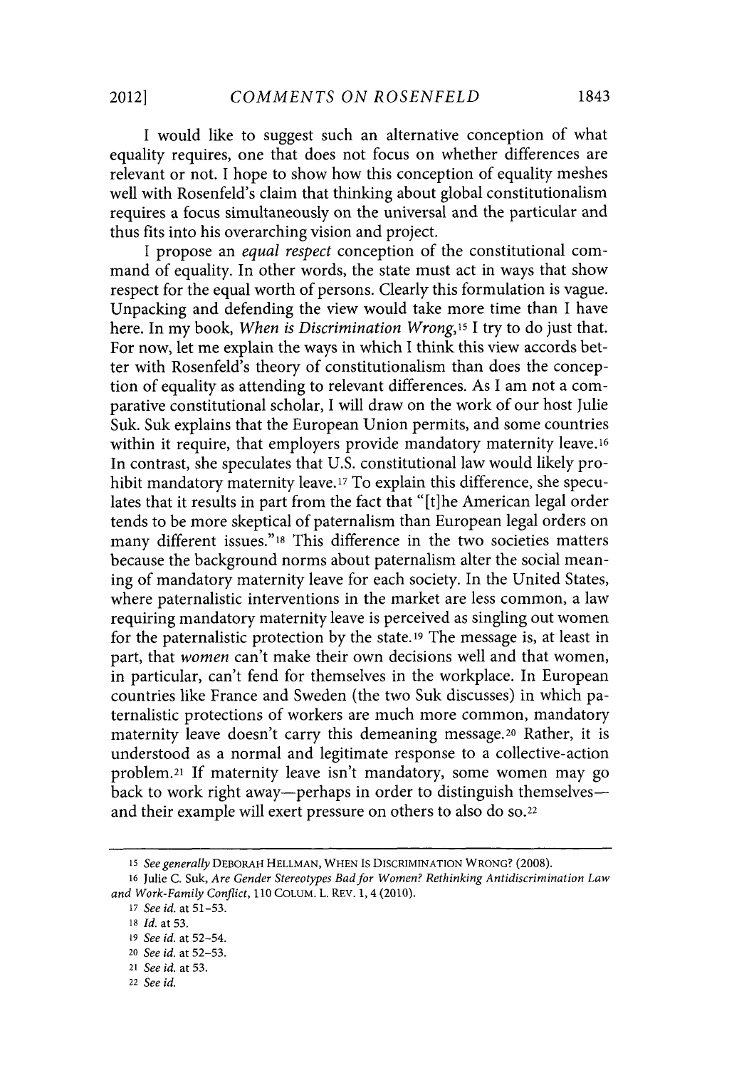I would like to suggest such an alternative conception of what equality requires, one that does not focus on whether differences are relevant or not. I hope to show how this conception of equality meshes well with Rosenfeld's claim that thinking about global constitutionalism requires a focus simultaneously on the universal and the particular and thus fits into his overarching vision and project.

I propose an *equal respect* conception of the constitutional command of equality. In other words, the state must act in ways that show respect for the equal worth of persons. Clearly this formulation is vague. Unpacking and defending the view would take more time than I have here. In my book, *When is Discrimination Wrong*,[15] I try to do just that. For now, let me explain the ways in which I think this view accords better with Rosenfeld's theory of constitutionalism than does the conception of equality as attending to relevant differences. As I am not a comparative constitutional scholar, I will draw on the work of our host Julie Suk. Suk explains that the European Union permits, and some countries within it require, that employers provide mandatory maternity leave.[16] In contrast, she speculates that U.S. constitutional law would likely prohibit mandatory maternity leave.[17] To explain this difference, she speculates that it results in part from the fact that "[t]he American legal order tends to be more skeptical of paternalism than European legal orders on many different issues."[18] This difference in the two societies matters because the background norms about paternalism alter the social meaning of mandatory maternity leave for each society. In the United States, where paternalistic interventions in the market are less common, a law requiring mandatory maternity leave is perceived as singling out women for the paternalistic protection by the state.[19] The message is, at least in part, that *women* can't make their own decisions well and that women, in particular, can't fend for themselves in the workplace. In European countries like France and Sweden (the two Suk discusses) in which paternalistic protections of workers are much more common, mandatory maternity leave doesn't carry this demeaning message.[20] Rather, it is understood as a normal and legitimate response to a collective-action problem.[21] If maternity leave isn't mandatory, some women may go back to work right away—perhaps in order to distinguish themselves—and their example will exert pressure on others to also do so.[22]

---

[15] *See generally* DEBORAH HELLMAN, WHEN IS DISCRIMINATION WRONG? (2008).

[16] Julie C. Suk, *Are Gender Stereotypes Bad for Women? Rethinking Antidiscrimination Law and Work-Family Conflict*, 110 COLUM. L. REV. 1, 4 (2010).

[17] *See id.* at 51–53.

[18] *Id.* at 53.

[19] *See id.* at 52–54.

[20] *See id.* at 52–53.

[21] *See id.* at 53.

[22] *See id.*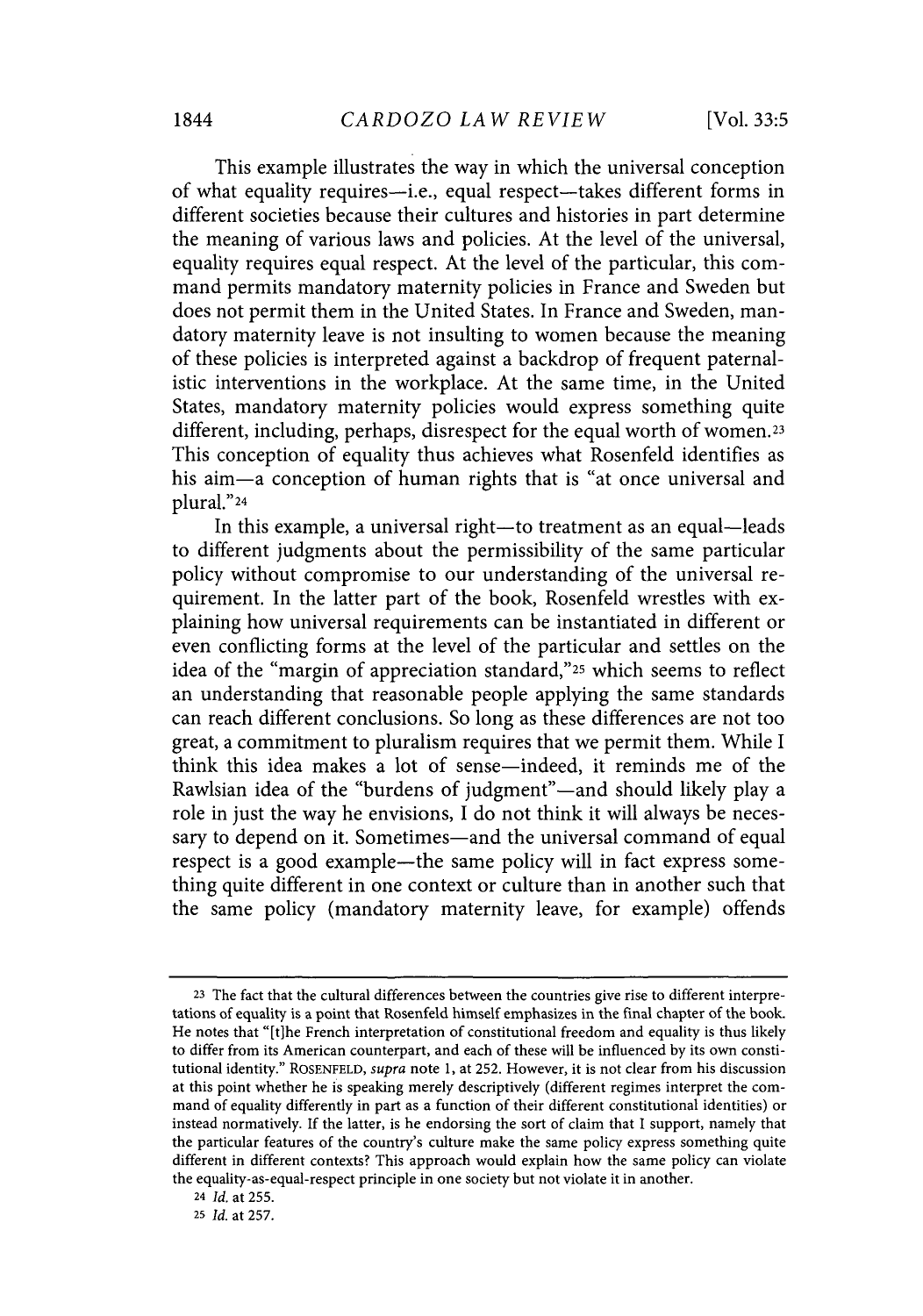This example illustrates the way in which the universal conception of what equality requires—i.e., equal respect—takes different forms in different societies because their cultures and histories in part determine the meaning of various laws and policies. At the level of the universal, equality requires equal respect. At the level of the particular, this command permits mandatory maternity policies in France and Sweden but does not permit them in the United States. In France and Sweden, mandatory maternity leave is not insulting to women because the meaning of these policies is interpreted against a backdrop of frequent paternalistic interventions in the workplace. At the same time, in the United States, mandatory maternity policies would express something quite different, including, perhaps, disrespect for the equal worth of women.[23] This conception of equality thus achieves what Rosenfeld identifies as his aim—a conception of human rights that is "at once universal and plural."[24]

In this example, a universal right—to treatment as an equal—leads to different judgments about the permissibility of the same particular policy without compromise to our understanding of the universal requirement. In the latter part of the book, Rosenfeld wrestles with explaining how universal requirements can be instantiated in different or even conflicting forms at the level of the particular and settles on the idea of the "margin of appreciation standard,"[25] which seems to reflect an understanding that reasonable people applying the same standards can reach different conclusions. So long as these differences are not too great, a commitment to pluralism requires that we permit them. While I think this idea makes a lot of sense—indeed, it reminds me of the Rawlsian idea of the "burdens of judgment"—and should likely play a role in just the way he envisions, I do not think it will always be necessary to depend on it. Sometimes—and the universal command of equal respect is a good example—the same policy will in fact express something quite different in one context or culture than in another such that the same policy (mandatory maternity leave, for example) offends

---

[23] The fact that the cultural differences between the countries give rise to different interpretations of equality is a point that Rosenfeld himself emphasizes in the final chapter of the book. He notes that "[t]he French interpretation of constitutional freedom and equality is thus likely to differ from its American counterpart, and each of these will be influenced by its own constitutional identity." ROSENFELD, *supra* note 1, at 252. However, it is not clear from his discussion at this point whether he is speaking merely descriptively (different regimes interpret the command of equality differently in part as a function of their different constitutional identities) or instead normatively. If the latter, is he endorsing the sort of claim that I support, namely that the particular features of the country's culture make the same policy express something quite different in different contexts? This approach would explain how the same policy can violate the equality-as-equal-respect principle in one society but not violate it in another.

[24] *Id.* at 255.

[25] *Id.* at 257.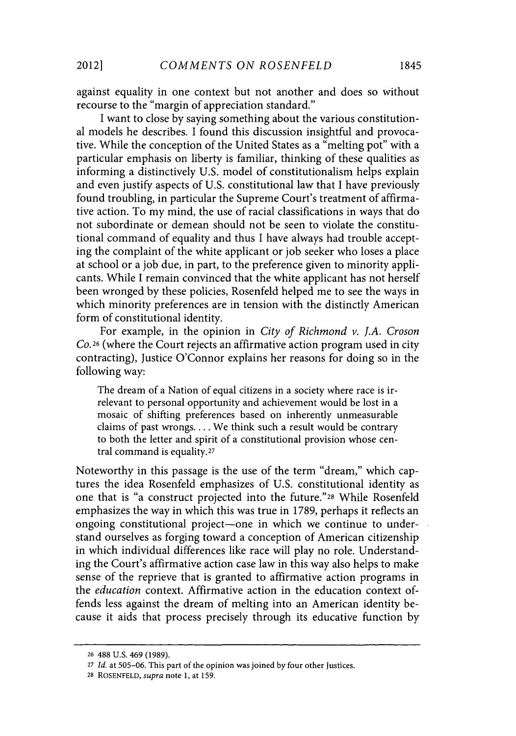against equality in one context but not another and does so without recourse to the "margin of appreciation standard."

I want to close by saying something about the various constitutional models he describes. I found this discussion insightful and provocative. While the conception of the United States as a "melting pot" with a particular emphasis on liberty is familiar, thinking of these qualities as informing a distinctively U.S. model of constitutionalism helps explain and even justify aspects of U.S. constitutional law that I have previously found troubling, in particular the Supreme Court's treatment of affirmative action. To my mind, the use of racial classifications in ways that do not subordinate or demean should not be seen to violate the constitutional command of equality and thus I have always had trouble accepting the complaint of the white applicant or job seeker who loses a place at school or a job due, in part, to the preference given to minority applicants. While I remain convinced that the white applicant has not herself been wronged by these policies, Rosenfeld helped me to see the ways in which minority preferences are in tension with the distinctly American form of constitutional identity.

For example, in the opinion in *City of Richmond v. J.A. Croson Co.*[26] (where the Court rejects an affirmative action program used in city contracting), Justice O'Connor explains her reasons for doing so in the following way:

> The dream of a Nation of equal citizens in a society where race is irrelevant to personal opportunity and achievement would be lost in a mosaic of shifting preferences based on inherently unmeasurable claims of past wrongs. . . . We think such a result would be contrary to both the letter and spirit of a constitutional provision whose central command is equality.[27]

Noteworthy in this passage is the use of the term "dream," which captures the idea Rosenfeld emphasizes of U.S. constitutional identity as one that is "a construct projected into the future."[28] While Rosenfeld emphasizes the way in which this was true in 1789, perhaps it reflects an ongoing constitutional project—one in which we continue to understand ourselves as forging toward a conception of American citizenship in which individual differences like race will play no role. Understanding the Court's affirmative action case law in this way also helps to make sense of the reprieve that is granted to affirmative action programs in the *education* context. Affirmative action in the education context offends less against the dream of melting into an American identity because it aids that process precisely through its educative function by

---

[26] 488 U.S. 469 (1989).

[27] *Id.* at 505–06. This part of the opinion was joined by four other Justices.

[28] ROSENFELD, *supra* note 1, at 159.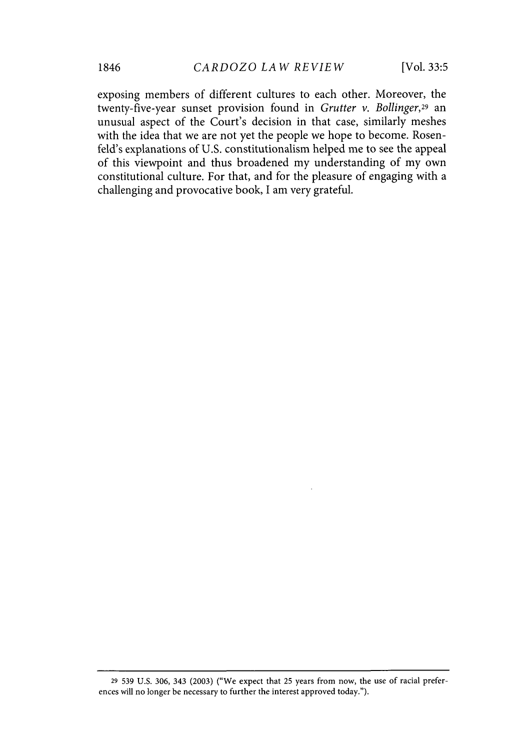exposing members of different cultures to each other. Moreover, the twenty-five-year sunset provision found in *Grutter v. Bollinger*,[29] an unusual aspect of the Court's decision in that case, similarly meshes with the idea that we are not yet the people we hope to become. Rosenfeld's explanations of U.S. constitutionalism helped me to see the appeal of this viewpoint and thus broadened my understanding of my own constitutional culture. For that, and for the pleasure of engaging with a challenging and provocative book, I am very grateful.

---

[29] 539 U.S. 306, 343 (2003) ("We expect that 25 years from now, the use of racial preferences will no longer be necessary to further the interest approved today.").